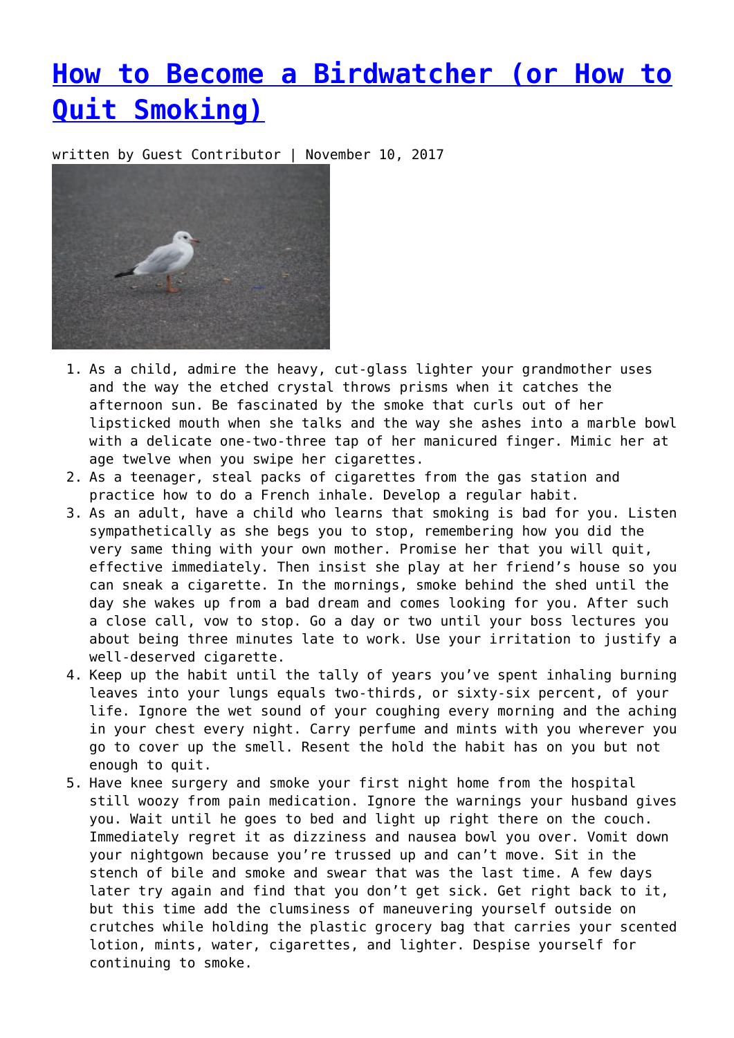# [How to Become a Birdwatcher (or How to Quit Smoking)]

written by Guest Contributor | November 10, 2017

1. As a child, admire the heavy, cut-glass lighter your grandmother uses and the way the etched crystal throws prisms when it catches the afternoon sun. Be fascinated by the smoke that curls out of her lipsticked mouth when she talks and the way she ashes into a marble bowl with a delicate one-two-three tap of her manicured finger. Mimic her at age twelve when you swipe her cigarettes.
2. As a teenager, steal packs of cigarettes from the gas station and practice how to do a French inhale. Develop a regular habit.
3. As an adult, have a child who learns that smoking is bad for you. Listen sympathetically as she begs you to stop, remembering how you did the very same thing with your own mother. Promise her that you will quit, effective immediately. Then insist she play at her friend's house so you can sneak a cigarette. In the mornings, smoke behind the shed until the day she wakes up from a bad dream and comes looking for you. After such a close call, vow to stop. Go a day or two until your boss lectures you about being three minutes late to work. Use your irritation to justify a well-deserved cigarette.
4. Keep up the habit until the tally of years you've spent inhaling burning leaves into your lungs equals two-thirds, or sixty-six percent, of your life. Ignore the wet sound of your coughing every morning and the aching in your chest every night. Carry perfume and mints with you wherever you go to cover up the smell. Resent the hold the habit has on you but not enough to quit.
5. Have knee surgery and smoke your first night home from the hospital still woozy from pain medication. Ignore the warnings your husband gives you. Wait until he goes to bed and light up right there on the couch. Immediately regret it as dizziness and nausea bowl you over. Vomit down your nightgown because you're trussed up and can't move. Sit in the stench of bile and smoke and swear that was the last time. A few days later try again and find that you don't get sick. Get right back to it, but this time add the clumsiness of maneuvering yourself outside on crutches while holding the plastic grocery bag that carries your scented lotion, mints, water, cigarettes, and lighter. Despise yourself for continuing to smoke.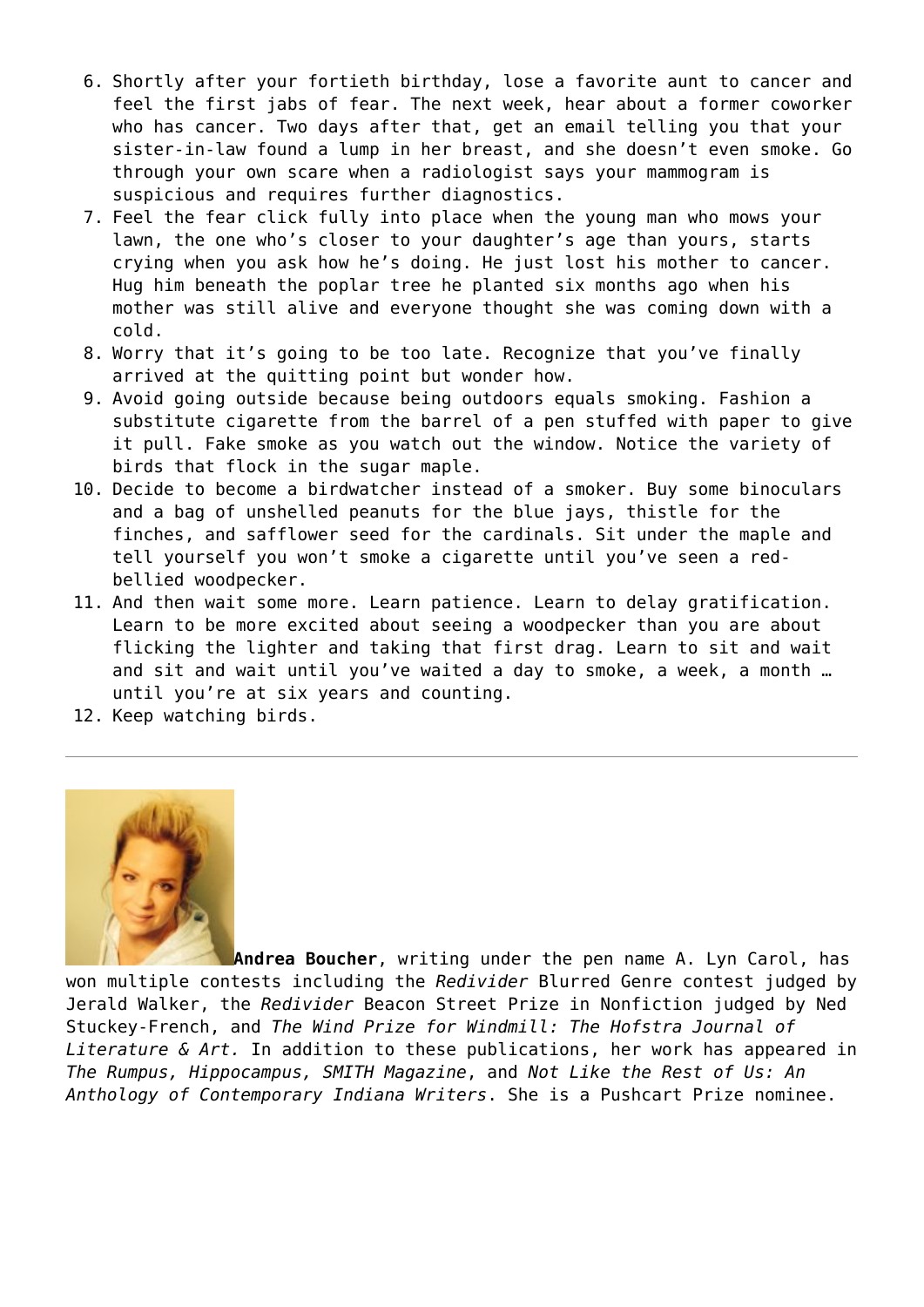6. Shortly after your fortieth birthday, lose a favorite aunt to cancer and feel the first jabs of fear. The next week, hear about a former coworker who has cancer. Two days after that, get an email telling you that your sister-in-law found a lump in her breast, and she doesn't even smoke. Go through your own scare when a radiologist says your mammogram is suspicious and requires further diagnostics.
7. Feel the fear click fully into place when the young man who mows your lawn, the one who's closer to your daughter's age than yours, starts crying when you ask how he's doing. He just lost his mother to cancer. Hug him beneath the poplar tree he planted six months ago when his mother was still alive and everyone thought she was coming down with a cold.
8. Worry that it's going to be too late. Recognize that you've finally arrived at the quitting point but wonder how.
9. Avoid going outside because being outdoors equals smoking. Fashion a substitute cigarette from the barrel of a pen stuffed with paper to give it pull. Fake smoke as you watch out the window. Notice the variety of birds that flock in the sugar maple.
10. Decide to become a birdwatcher instead of a smoker. Buy some binoculars and a bag of unshelled peanuts for the blue jays, thistle for the finches, and safflower seed for the cardinals. Sit under the maple and tell yourself you won't smoke a cigarette until you've seen a red-bellied woodpecker.
11. And then wait some more. Learn patience. Learn to delay gratification. Learn to be more excited about seeing a woodpecker than you are about flicking the lighter and taking that first drag. Learn to sit and wait and sit and wait until you've waited a day to smoke, a week, a month … until you're at six years and counting.
12. Keep watching birds.

---

**Andrea Boucher**, writing under the pen name A. Lyn Carol, has won multiple contests including the *Redivider* Blurred Genre contest judged by Jerald Walker, the *Redivider* Beacon Street Prize in Nonfiction judged by Ned Stuckey-French, and *The Wind Prize for Windmill: The Hofstra Journal of Literature & Art.* In addition to these publications, her work has appeared in *The Rumpus, Hippocampus, SMITH Magazine*, and *Not Like the Rest of Us: An Anthology of Contemporary Indiana Writers*. She is a Pushcart Prize nominee.